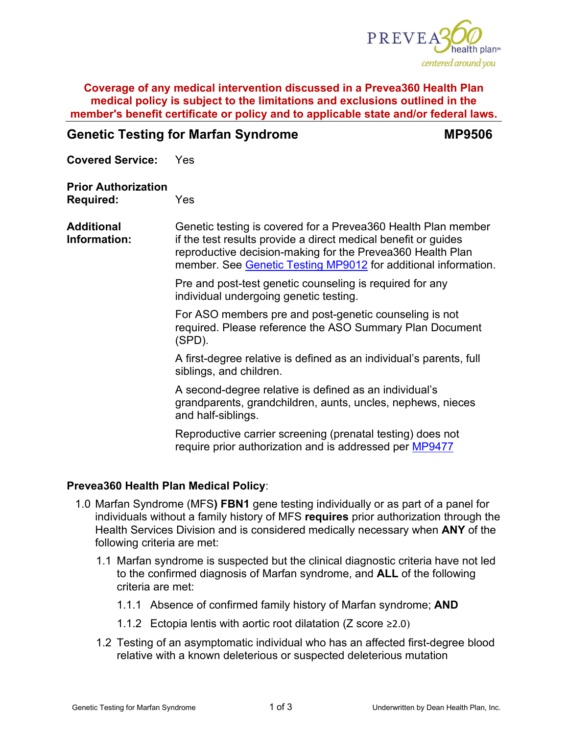**Coverage of any medical intervention discussed in a Prevea360 Health Plan medical policy is subject to the limitations and exclusions outlined in the member's benefit certificate or policy and to applicable state and/or federal laws.**

## Genetic Testing for Marfan Syndrome — MP9506

**Covered Service:** Yes

**Prior Authorization Required:** Yes

**Additional Information:** Genetic testing is covered for a Prevea360 Health Plan member if the test results provide a direct medical benefit or guides reproductive decision-making for the Prevea360 Health Plan member. See Genetic Testing MP9012 for additional information.

Pre and post-test genetic counseling is required for any individual undergoing genetic testing.

For ASO members pre and post-genetic counseling is not required. Please reference the ASO Summary Plan Document (SPD).

A first-degree relative is defined as an individual's parents, full siblings, and children.

A second-degree relative is defined as an individual's grandparents, grandchildren, aunts, uncles, nephews, nieces and half-siblings.

Reproductive carrier screening (prenatal testing) does not require prior authorization and is addressed per MP9477

**Prevea360 Health Plan Medical Policy**:

1.0 Marfan Syndrome (MFS**) FBN1** gene testing individually or as part of a panel for individuals without a family history of MFS **requires** prior authorization through the Health Services Division and is considered medically necessary when **ANY** of the following criteria are met:

- 1.1 Marfan syndrome is suspected but the clinical diagnostic criteria have not led to the confirmed diagnosis of Marfan syndrome, and **ALL** of the following criteria are met:
  - 1.1.1 Absence of confirmed family history of Marfan syndrome; **AND**
  - 1.1.2 Ectopia lentis with aortic root dilatation (Z score $\geq 2.0$)
- 1.2 Testing of an asymptomatic individual who has an affected first-degree blood relative with a known deleterious or suspected deleterious mutation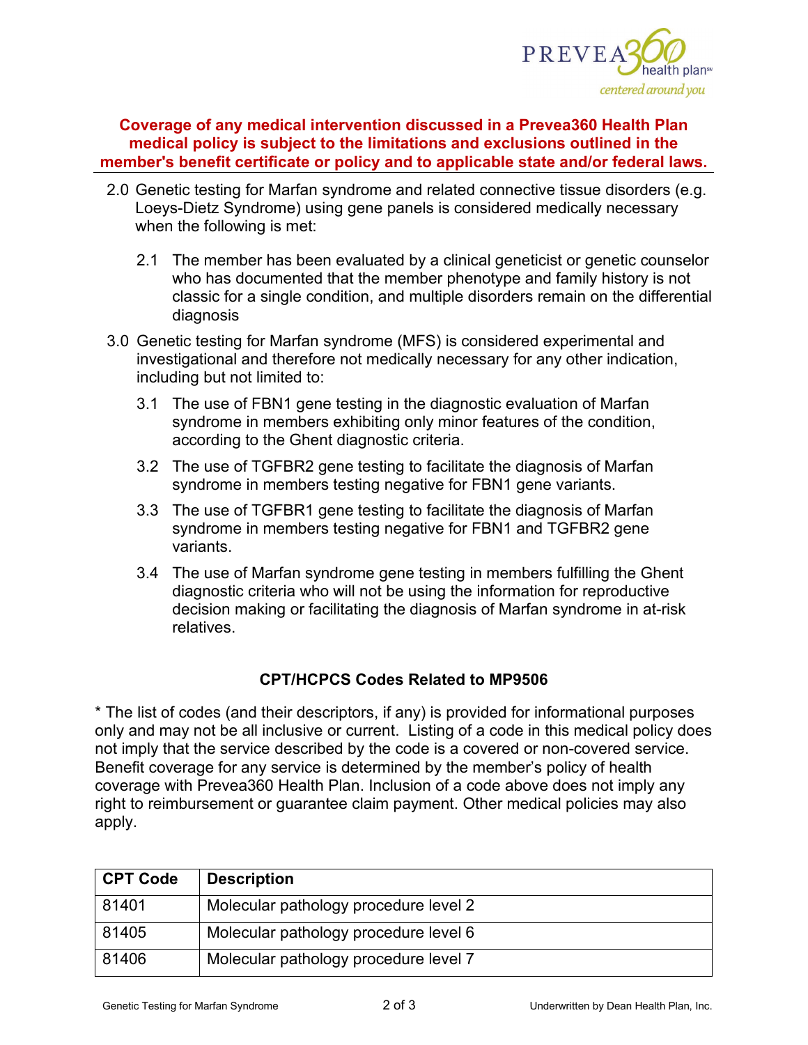**Coverage of any medical intervention discussed in a Prevea360 Health Plan medical policy is subject to the limitations and exclusions outlined in the member's benefit certificate or policy and to applicable state and/or federal laws.**

2.0 Genetic testing for Marfan syndrome and related connective tissue disorders (e.g. Loeys-Dietz Syndrome) using gene panels is considered medically necessary when the following is met:

 2.1 The member has been evaluated by a clinical geneticist or genetic counselor who has documented that the member phenotype and family history is not classic for a single condition, and multiple disorders remain on the differential diagnosis

3.0 Genetic testing for Marfan syndrome (MFS) is considered experimental and investigational and therefore not medically necessary for any other indication, including but not limited to:

 3.1 The use of FBN1 gene testing in the diagnostic evaluation of Marfan syndrome in members exhibiting only minor features of the condition, according to the Ghent diagnostic criteria.

 3.2 The use of TGFBR2 gene testing to facilitate the diagnosis of Marfan syndrome in members testing negative for FBN1 gene variants.

 3.3 The use of TGFBR1 gene testing to facilitate the diagnosis of Marfan syndrome in members testing negative for FBN1 and TGFBR2 gene variants.

 3.4 The use of Marfan syndrome gene testing in members fulfilling the Ghent diagnostic criteria who will not be using the information for reproductive decision making or facilitating the diagnosis of Marfan syndrome in at-risk relatives.

### CPT/HCPCS Codes Related to MP9506

* The list of codes (and their descriptors, if any) is provided for informational purposes only and may not be all inclusive or current. Listing of a code in this medical policy does not imply that the service described by the code is a covered or non-covered service. Benefit coverage for any service is determined by the member's policy of health coverage with Prevea360 Health Plan. Inclusion of a code above does not imply any right to reimbursement or guarantee claim payment. Other medical policies may also apply.

| CPT Code | Description |
|---|---|
| 81401 | Molecular pathology procedure level 2 |
| 81405 | Molecular pathology procedure level 6 |
| 81406 | Molecular pathology procedure level 7 |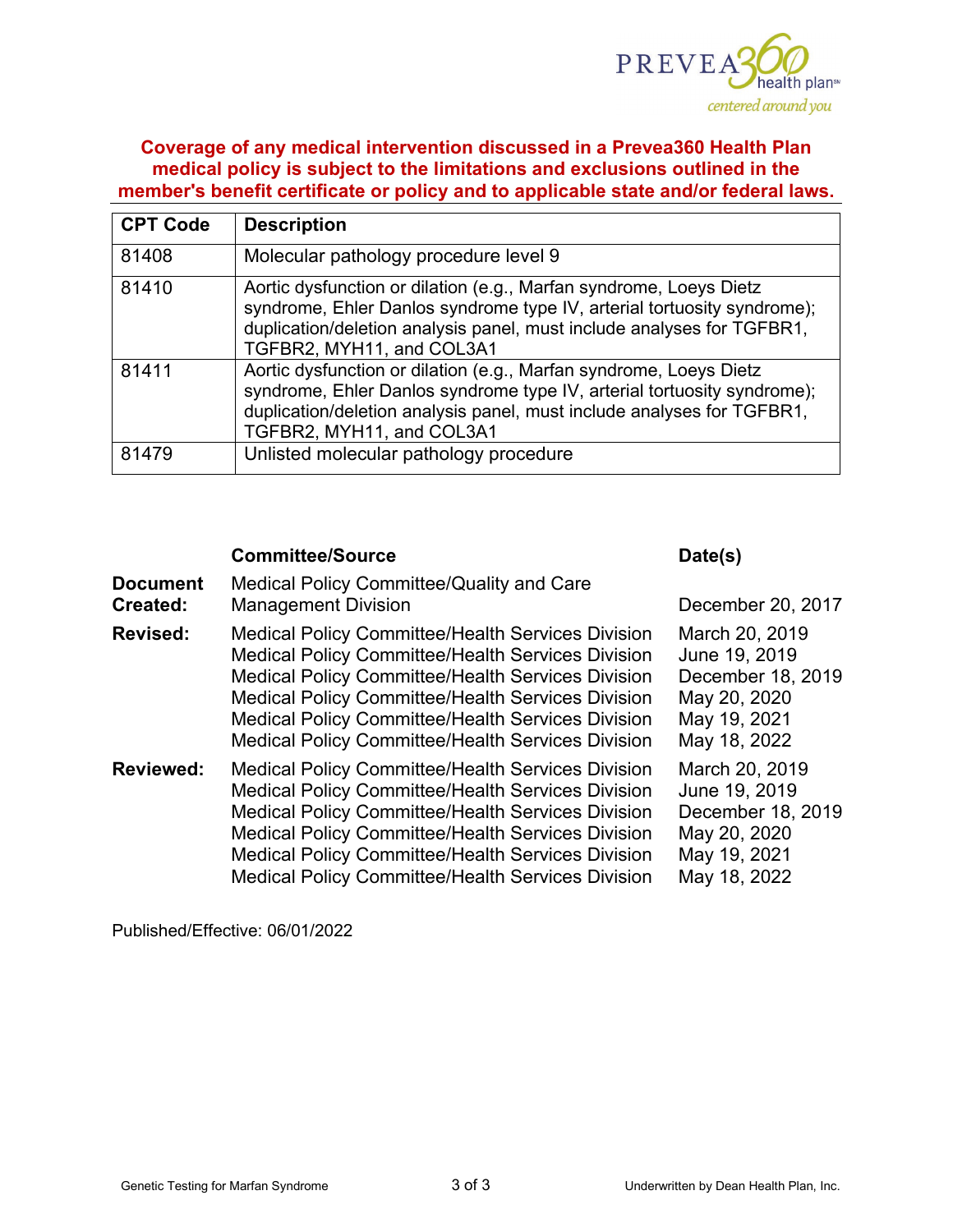**Coverage of any medical intervention discussed in a Prevea360 Health Plan medical policy is subject to the limitations and exclusions outlined in the member's benefit certificate or policy and to applicable state and/or federal laws.**

| CPT Code | Description |
|---|---|
| 81408 | Molecular pathology procedure level 9 |
| 81410 | Aortic dysfunction or dilation (e.g., Marfan syndrome, Loeys Dietz syndrome, Ehler Danlos syndrome type IV, arterial tortuosity syndrome); duplication/deletion analysis panel, must include analyses for TGFBR1, TGFBR2, MYH11, and COL3A1 |
| 81411 | Aortic dysfunction or dilation (e.g., Marfan syndrome, Loeys Dietz syndrome, Ehler Danlos syndrome type IV, arterial tortuosity syndrome); duplication/deletion analysis panel, must include analyses for TGFBR1, TGFBR2, MYH11, and COL3A1 |
| 81479 | Unlisted molecular pathology procedure |

| | Committee/Source | Date(s) |
|---|---|---|
| **Document Created:** | Medical Policy Committee/Quality and Care Management Division | December 20, 2017 |
| **Revised:** | Medical Policy Committee/Health Services Division | March 20, 2019 |
| | Medical Policy Committee/Health Services Division | June 19, 2019 |
| | Medical Policy Committee/Health Services Division | December 18, 2019 |
| | Medical Policy Committee/Health Services Division | May 20, 2020 |
| | Medical Policy Committee/Health Services Division | May 19, 2021 |
| | Medical Policy Committee/Health Services Division | May 18, 2022 |
| **Reviewed:** | Medical Policy Committee/Health Services Division | March 20, 2019 |
| | Medical Policy Committee/Health Services Division | June 19, 2019 |
| | Medical Policy Committee/Health Services Division | December 18, 2019 |
| | Medical Policy Committee/Health Services Division | May 20, 2020 |
| | Medical Policy Committee/Health Services Division | May 19, 2021 |
| | Medical Policy Committee/Health Services Division | May 18, 2022 |

Published/Effective: 06/01/2022